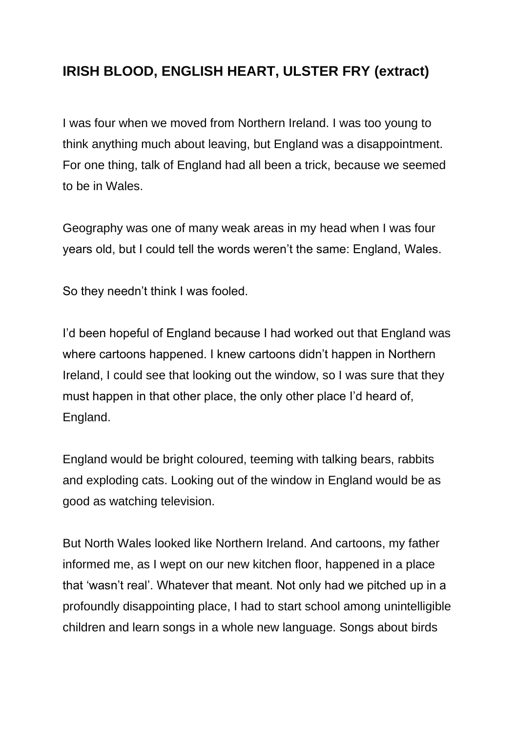## IRISH BLOOD, ENGLISH HEART, ULSTER FRY (extract)

I was four when we moved from Northern Ireland. I was too young to think anything much about leaving, but England was a disappointment. For one thing, talk of England had all been a trick, because we seemed to be in Wales.

Geography was one of many weak areas in my head when I was four years old, but I could tell the words weren't the same: England, Wales.

So they needn't think I was fooled.

I'd been hopeful of England because I had worked out that England was where cartoons happened. I knew cartoons didn't happen in Northern Ireland, I could see that looking out the window, so I was sure that they must happen in that other place, the only other place I'd heard of, England.

England would be bright coloured, teeming with talking bears, rabbits and exploding cats. Looking out of the window in England would be as good as watching television.

But North Wales looked like Northern Ireland. And cartoons, my father informed me, as I wept on our new kitchen floor, happened in a place that 'wasn't real'. Whatever that meant. Not only had we pitched up in a profoundly disappointing place, I had to start school among unintelligible children and learn songs in a whole new language. Songs about birds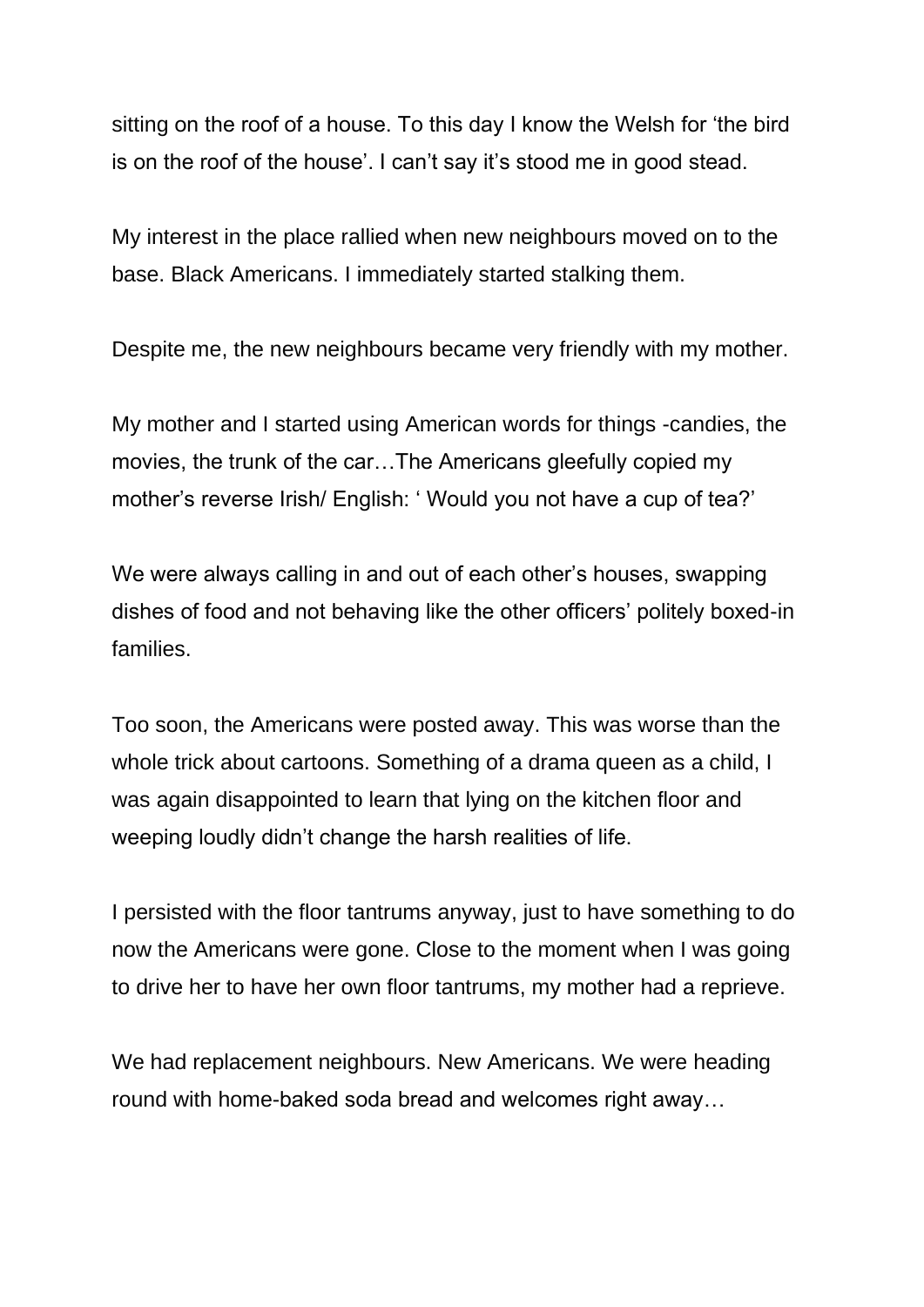sitting on the roof of a house. To this day I know the Welsh for 'the bird is on the roof of the house'. I can't say it's stood me in good stead.

My interest in the place rallied when new neighbours moved on to the base. Black Americans. I immediately started stalking them.

Despite me, the new neighbours became very friendly with my mother.

My mother and I started using American words for things -candies, the movies, the trunk of the car…The Americans gleefully copied my mother's reverse Irish/ English: ' Would you not have a cup of tea?'

We were always calling in and out of each other's houses, swapping dishes of food and not behaving like the other officers' politely boxed-in families.

Too soon, the Americans were posted away. This was worse than the whole trick about cartoons. Something of a drama queen as a child, I was again disappointed to learn that lying on the kitchen floor and weeping loudly didn't change the harsh realities of life.

I persisted with the floor tantrums anyway, just to have something to do now the Americans were gone. Close to the moment when I was going to drive her to have her own floor tantrums, my mother had a reprieve.

We had replacement neighbours. New Americans. We were heading round with home-baked soda bread and welcomes right away…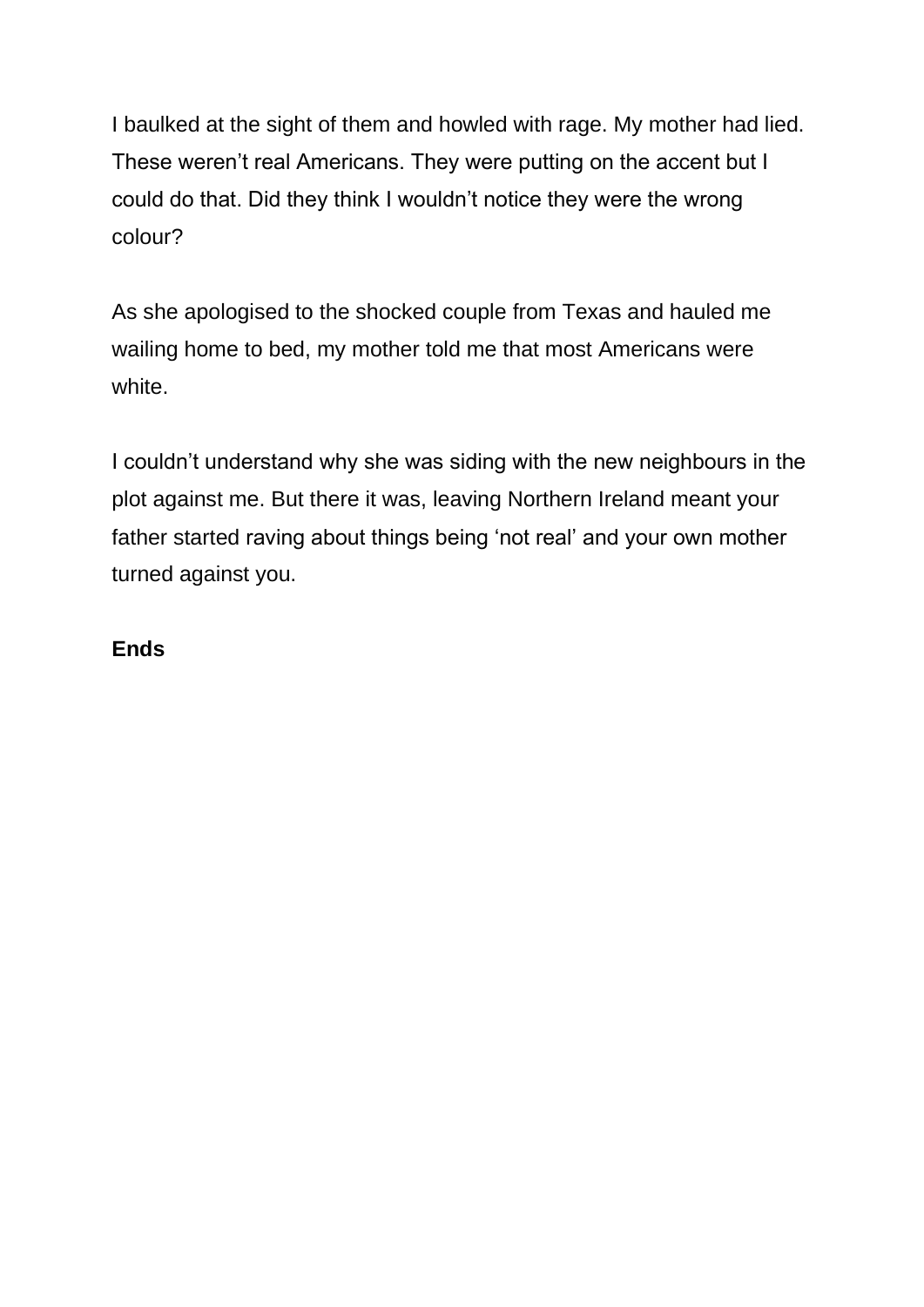I baulked at the sight of them and howled with rage. My mother had lied. These weren't real Americans. They were putting on the accent but I could do that. Did they think I wouldn't notice they were the wrong colour?

As she apologised to the shocked couple from Texas and hauled me wailing home to bed, my mother told me that most Americans were white.

I couldn't understand why she was siding with the new neighbours in the plot against me. But there it was, leaving Northern Ireland meant your father started raving about things being 'not real' and your own mother turned against you.

**Ends**